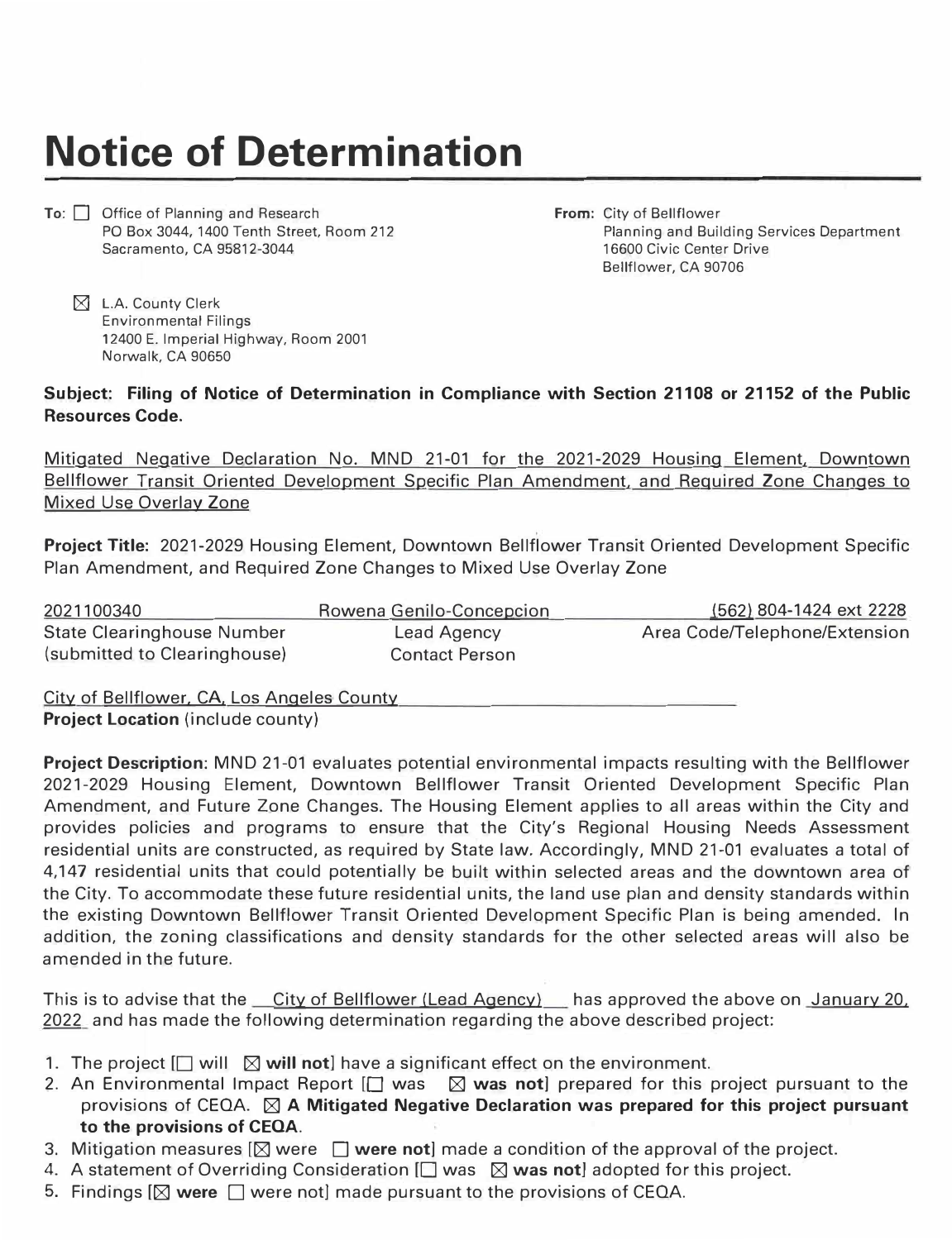# Notice of Determination

**To:** ☐ Office of Planning and Research
PO Box 3044, 1400 Tenth Street, Room 212
Sacramento, CA 95812-3044

☒ L.A. County Clerk
Environmental Filings
12400 E. Imperial Highway, Room 2001
Norwalk, CA 90650

**From:** City of Bellflower
Planning and Building Services Department
16600 Civic Center Drive
Bellflower, CA 90706

**Subject: Filing of Notice of Determination in Compliance with Section 21108 or 21152 of the Public Resources Code.**

Mitigated Negative Declaration No. MND 21-01 for the 2021-2029 Housing Element, Downtown Bellflower Transit Oriented Development Specific Plan Amendment, and Required Zone Changes to Mixed Use Overlay Zone

**Project Title:** 2021-2029 Housing Element, Downtown Bellflower Transit Oriented Development Specific Plan Amendment, and Required Zone Changes to Mixed Use Overlay Zone

| 2021100340 | Rowena Genilo-Concepcion | (562) 804-1424 ext 2228 |
|---|---|---|
| State Clearinghouse Number (submitted to Clearinghouse) | Lead Agency Contact Person | Area Code/Telephone/Extension |

City of Bellflower, CA, Los Angeles County
**Project Location** (include county)

**Project Description**: MND 21-01 evaluates potential environmental impacts resulting with the Bellflower 2021-2029 Housing Element, Downtown Bellflower Transit Oriented Development Specific Plan Amendment, and Future Zone Changes. The Housing Element applies to all areas within the City and provides policies and programs to ensure that the City's Regional Housing Needs Assessment residential units are constructed, as required by State law. Accordingly, MND 21-01 evaluates a total of 4,147 residential units that could potentially be built within selected areas and the downtown area of the City. To accommodate these future residential units, the land use plan and density standards within the existing Downtown Bellflower Transit Oriented Development Specific Plan is being amended. In addition, the zoning classifications and density standards for the other selected areas will also be amended in the future.

This is to advise that the City of Bellflower (Lead Agency) has approved the above on January 20, 2022 and has made the following determination regarding the above described project:

1. The project [☐ will ☒ **will not**] have a significant effect on the environment.
2. An Environmental Impact Report [☐ was ☒ **was not**] prepared for this project pursuant to the provisions of CEQA. ☒ **A Mitigated Negative Declaration was prepared for this project pursuant to the provisions of CEQA.**
3. Mitigation measures [☒ were ☐ **were not**] made a condition of the approval of the project.
4. A statement of Overriding Consideration [☐ was ☒ **was not**] adopted for this project.
5. Findings [☒ **were** ☐ were not] made pursuant to the provisions of CEQA.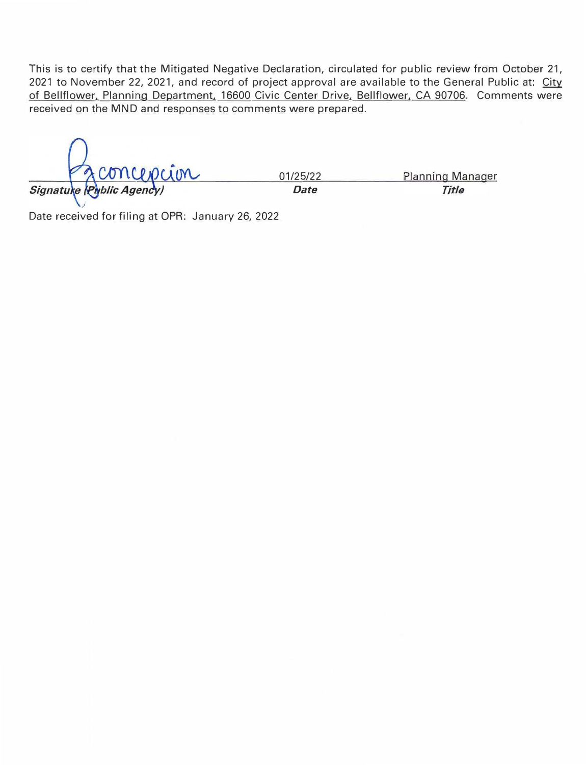This is to certify that the Mitigated Negative Declaration, circulated for public review from October 21, 2021 to November 22, 2021, and record of project approval are available to the General Public at: City of Bellflower, Planning Department, 16600 Civic Center Drive, Bellflower, CA 90706. Comments were received on the MND and responses to comments were prepared.

| | | |
|---|---|---|
| Concepcion | 01/25/22 | Planning Manager |
| ***Signature (Public Agency)*** | ***Date*** | ***Title*** |

Date received for filing at OPR: January 26, 2022